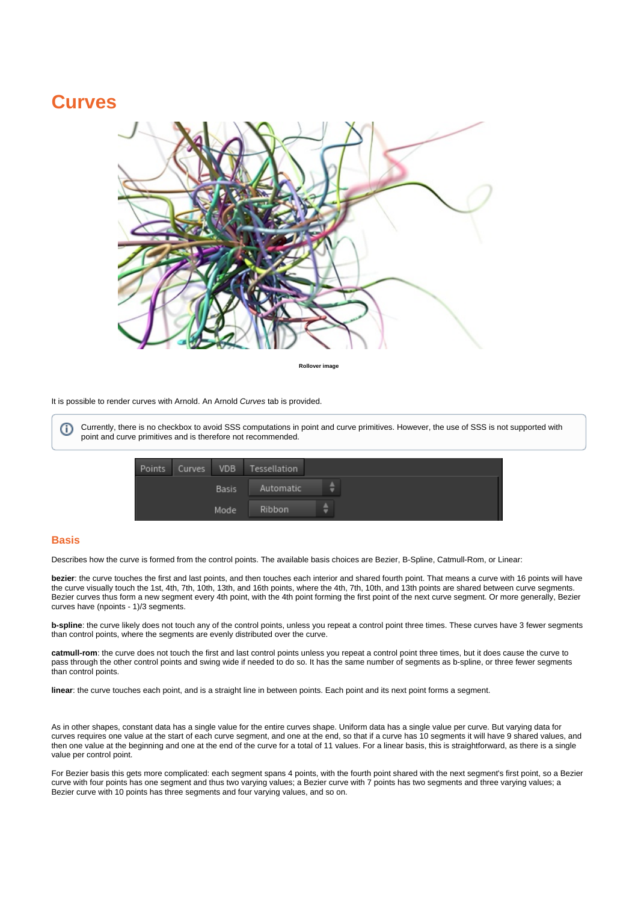# Curves

Rollover image

It is possible to render curves with Arnold. An Arnold *Curves* tab is provided.

> Currently, there is no checkbox to avoid SSS computations in point and curve primitives. However, the use of SSS is not supported with point and curve primitives and is therefore not recommended.

## Basis

Describes how the curve is formed from the control points. The available basis choices are Bezier, B-Spline, Catmull-Rom, or Linear:

**bezier**: the curve touches the first and last points, and then touches each interior and shared fourth point. That means a curve with 16 points will have the curve visually touch the 1st, 4th, 7th, 10th, 13th, and 16th points, where the 4th, 7th, 10th, and 13th points are shared between curve segments. Bezier curves thus form a new segment every 4th point, with the 4th point forming the first point of the next curve segment. Or more generally, Bezier curves have (npoints - 1)/3 segments.

**b-spline**: the curve likely does not touch any of the control points, unless you repeat a control point three times. These curves have 3 fewer segments than control points, where the segments are evenly distributed over the curve.

**catmull-rom**: the curve does not touch the first and last control points unless you repeat a control point three times, but it does cause the curve to pass through the other control points and swing wide if needed to do so. It has the same number of segments as b-spline, or three fewer segments than control points.

**linear**: the curve touches each point, and is a straight line in between points. Each point and its next point forms a segment.

As in other shapes, constant data has a single value for the entire curves shape. Uniform data has a single value per curve. But varying data for curves requires one value at the start of each curve segment, and one at the end, so that if a curve has 10 segments it will have 9 shared values, and then one value at the beginning and one at the end of the curve for a total of 11 values. For a linear basis, this is straightforward, as there is a single value per control point.

For Bezier basis this gets more complicated: each segment spans 4 points, with the fourth point shared with the next segment's first point, so a Bezier curve with four points has one segment and thus two varying values; a Bezier curve with 7 points has two segments and three varying values; a Bezier curve with 10 points has three segments and four varying values, and so on.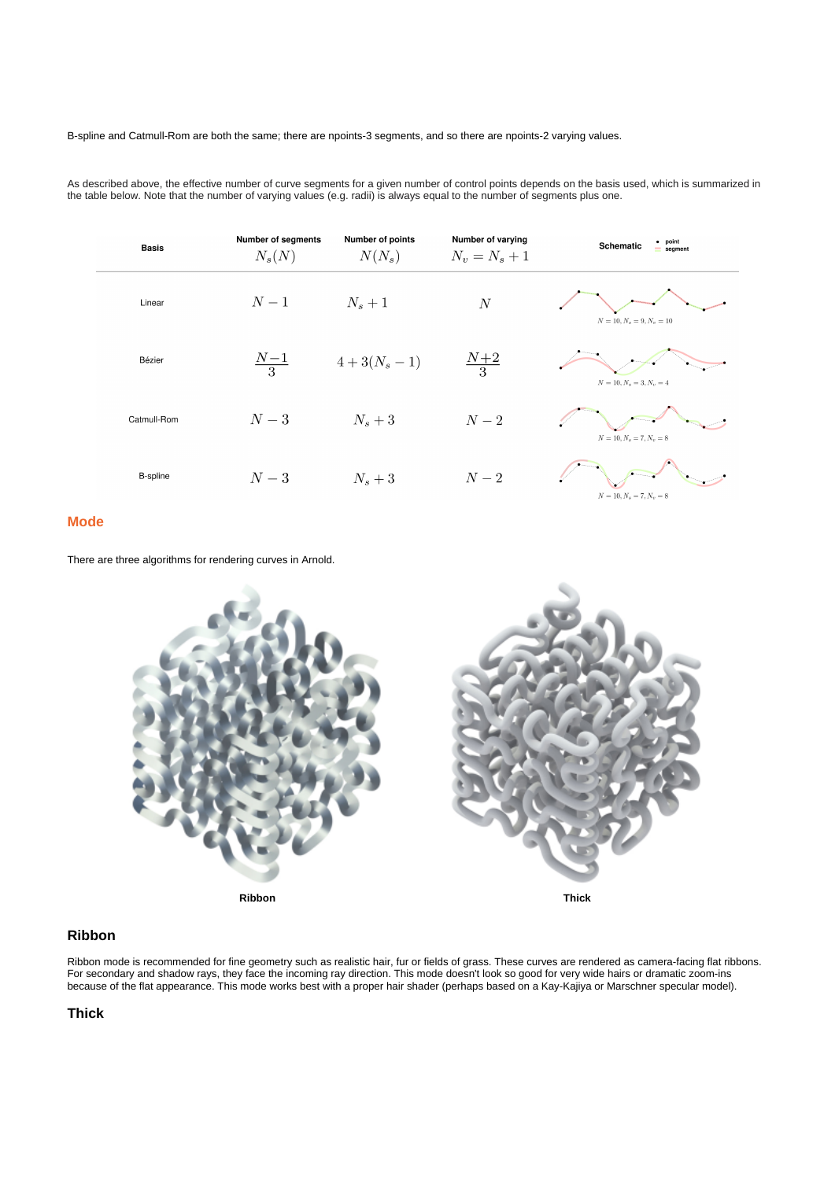B-spline and Catmull-Rom are both the same; there are npoints-3 segments, and so there are npoints-2 varying values.

As described above, the effective number of curve segments for a given number of control points depends on the basis used, which is summarized in the table below. Note that the number of varying values (e.g. radii) is always equal to the number of segments plus one.

| Basis | Number of segments $N_s(N)$ | Number of points $N(N_s)$ | Number of varying $N_v = N_s + 1$ | Schematic |
|---|---|---|---|---|
| Linear | $N-1$ | $N_s+1$ | $N$ | $N=10, N_s=9, N_v=10$ |
| Bézier | $\frac{N-1}{3}$ | $4+3(N_s-1)$ | $\frac{N+2}{3}$ | $N=10, N_s=3, N_v=4$ |
| Catmull-Rom | $N-3$ | $N_s+3$ | $N-2$ | $N=10, N_s=7, N_v=8$ |
| B-spline | $N-3$ | $N_s+3$ | $N-2$ | $N=10, N_s=7, N_v=8$ |

## Mode

There are three algorithms for rendering curves in Arnold.

Ribbon

Thick

### Ribbon

Ribbon mode is recommended for fine geometry such as realistic hair, fur or fields of grass. These curves are rendered as camera-facing flat ribbons. For secondary and shadow rays, they face the incoming ray direction. This mode doesn't look so good for very wide hairs or dramatic zoom-ins because of the flat appearance. This mode works best with a proper hair shader (perhaps based on a Kay-Kajiya or Marschner specular model).

### Thick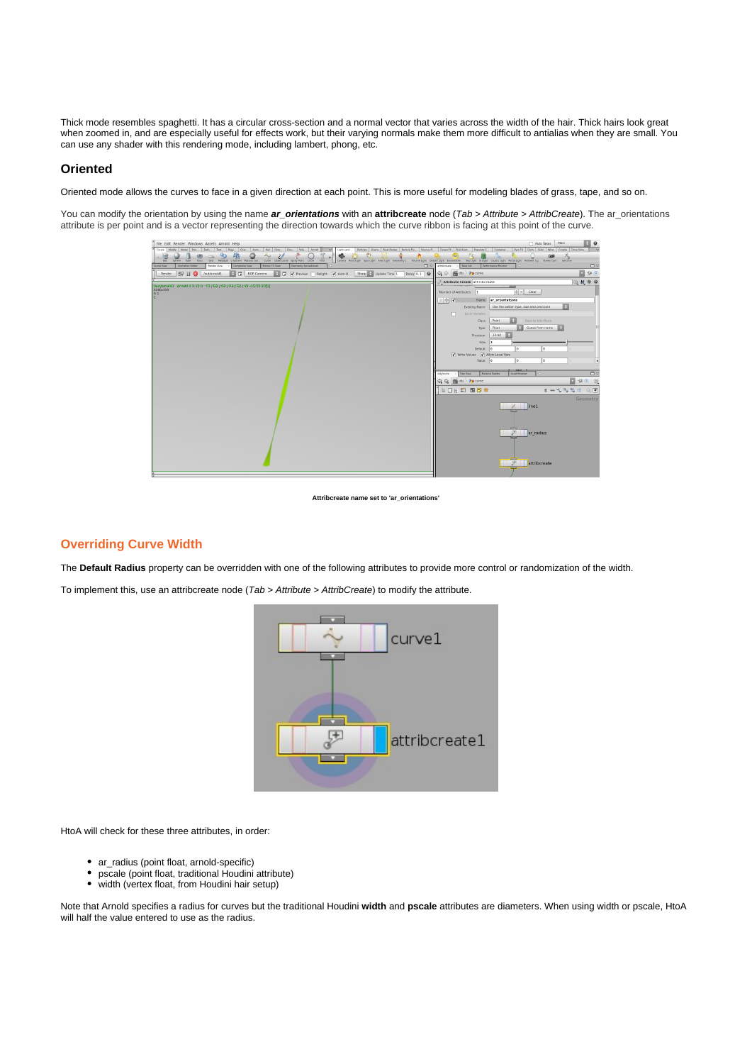Thick mode resembles spaghetti. It has a circular cross-section and a normal vector that varies across the width of the hair. Thick hairs look great when zoomed in, and are especially useful for effects work, but their varying normals make them more difficult to antialias when they are small. You can use any shader with this rendering mode, including lambert, phong, etc.

### Oriented

Oriented mode allows the curves to face in a given direction at each point. This is more useful for modeling blades of grass, tape, and so on.

You can modify the orientation by using the name ***ar_orientations*** with an **attribcreate** node (*Tab > Attribute > AttribCreate*). The ar_orientations attribute is per point and is a vector representing the direction towards which the curve ribbon is facing at this point of the curve.

**Attribcreate name set to 'ar_orientations'**

## Overriding Curve Width

The **Default Radius** property can be overridden with one of the following attributes to provide more control or randomization of the width.

To implement this, use an attribcreate node (*Tab > Attribute > AttribCreate*) to modify the attribute.

HtoA will check for these three attributes, in order:

- ar_radius (point float, arnold-specific)
- pscale (point float, traditional Houdini attribute)
- width (vertex float, from Houdini hair setup)

Note that Arnold specifies a radius for curves but the traditional Houdini **width** and **pscale** attributes are diameters. When using width or pscale, HtoA will half the value entered to use as the radius.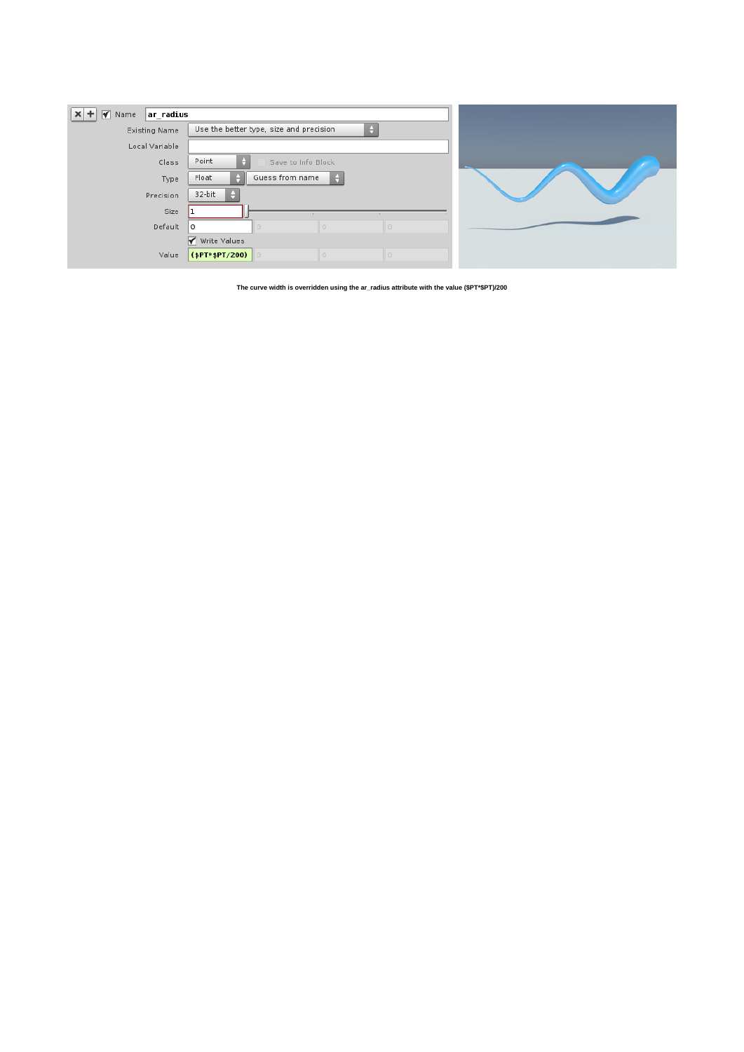The curve width is overridden using the ar_radius attribute with the value ($PT*$PT)/200